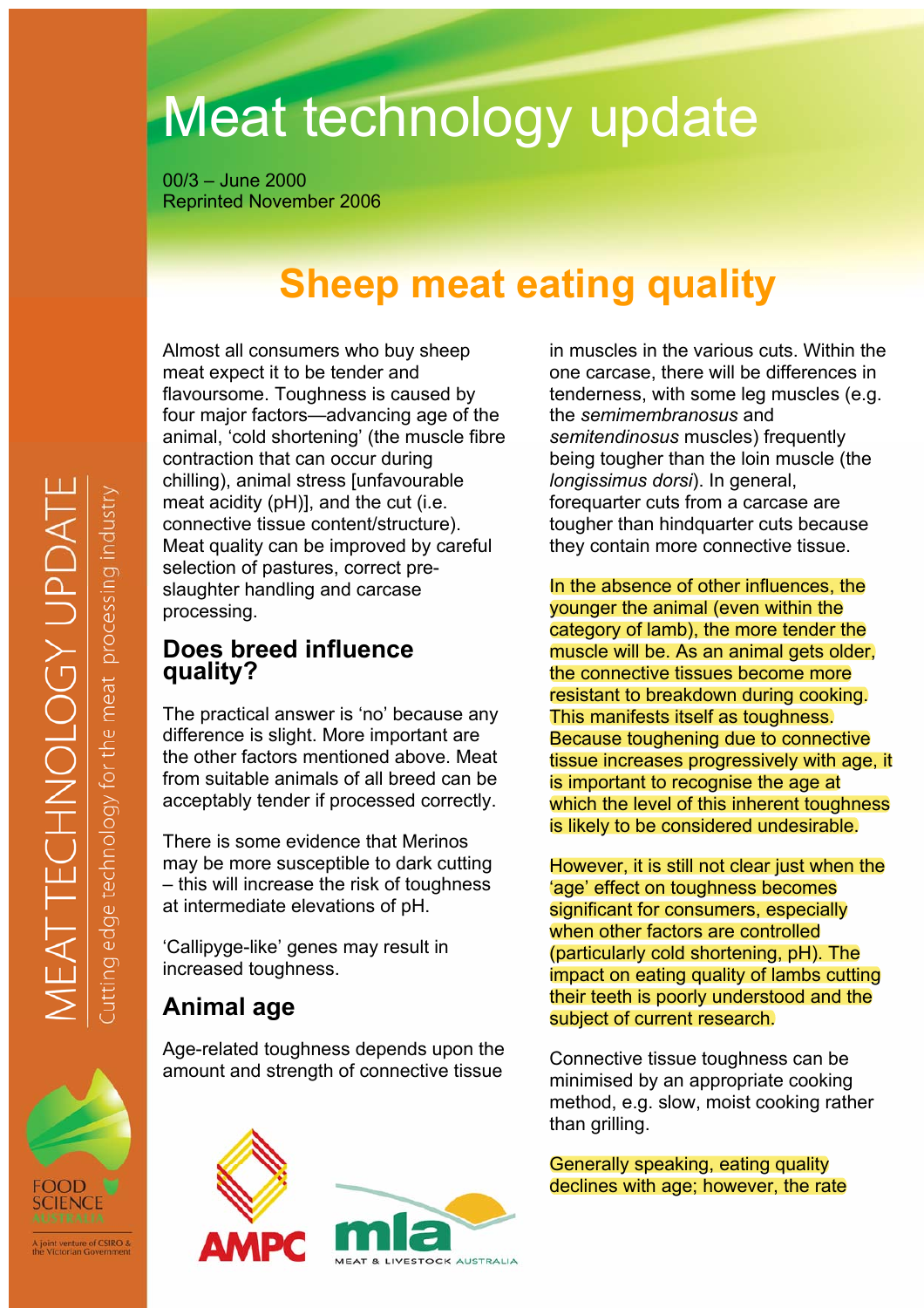# Meat technology update

00/3 – June 2000
Reprinted November 2006

## Sheep meat eating quality

Almost all consumers who buy sheep meat expect it to be tender and flavoursome. Toughness is caused by four major factors—advancing age of the animal, 'cold shortening' (the muscle fibre contraction that can occur during chilling), animal stress [unfavourable meat acidity (pH)], and the cut (i.e. connective tissue content/structure). Meat quality can be improved by careful selection of pastures, correct pre-slaughter handling and carcase processing.

### Does breed influence quality?

The practical answer is 'no' because any difference is slight. More important are the other factors mentioned above. Meat from suitable animals of all breed can be acceptably tender if processed correctly.

There is some evidence that Merinos may be more susceptible to dark cutting – this will increase the risk of toughness at intermediate elevations of pH.

'Callipyge-like' genes may result in increased toughness.

### Animal age

Age-related toughness depends upon the amount and strength of connective tissue in muscles in the various cuts. Within the one carcase, there will be differences in tenderness, with some leg muscles (e.g. the *semimembranosus* and *semitendinosus* muscles) frequently being tougher than the loin muscle (the *longissimus dorsi*). In general, forequarter cuts from a carcase are tougher than hindquarter cuts because they contain more connective tissue.

In the absence of other influences, the younger the animal (even within the category of lamb), the more tender the muscle will be. As an animal gets older, the connective tissues become more resistant to breakdown during cooking. This manifests itself as toughness. Because toughening due to connective tissue increases progressively with age, it is important to recognise the age at which the level of this inherent toughness is likely to be considered undesirable.

However, it is still not clear just when the 'age' effect on toughness becomes significant for consumers, especially when other factors are controlled (particularly cold shortening, pH). The impact on eating quality of lambs cutting their teeth is poorly understood and the subject of current research.

Connective tissue toughness can be minimised by an appropriate cooking method, e.g. slow, moist cooking rather than grilling.

Generally speaking, eating quality declines with age; however, the rate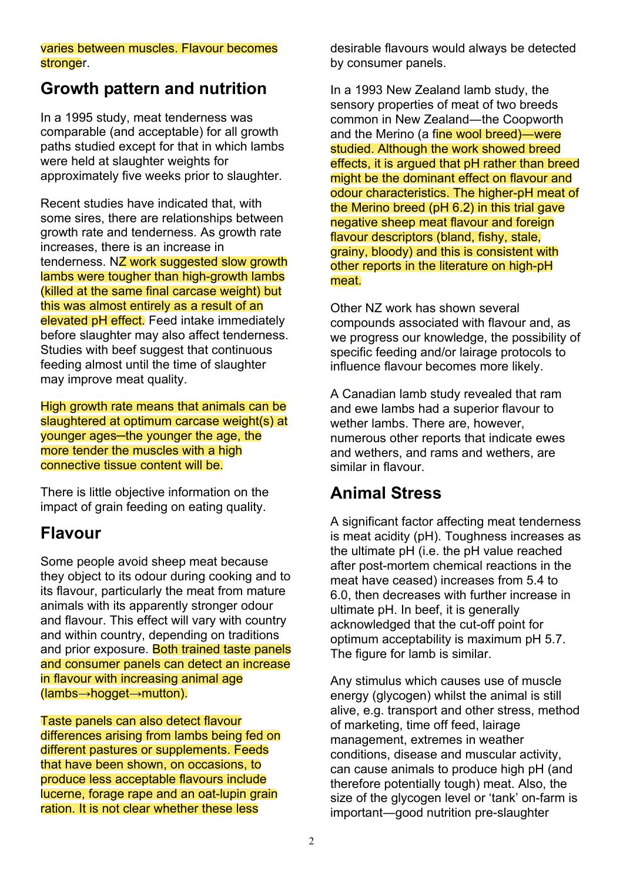varies between muscles. Flavour becomes stronger.

## Growth pattern and nutrition

In a 1995 study, meat tenderness was comparable (and acceptable) for all growth paths studied except for that in which lambs were held at slaughter weights for approximately five weeks prior to slaughter.

Recent studies have indicated that, with some sires, there are relationships between growth rate and tenderness. As growth rate increases, there is an increase in tenderness. NZ work suggested slow growth lambs were tougher than high-growth lambs (killed at the same final carcase weight) but this was almost entirely as a result of an elevated pH effect. Feed intake immediately before slaughter may also affect tenderness. Studies with beef suggest that continuous feeding almost until the time of slaughter may improve meat quality.

High growth rate means that animals can be slaughtered at optimum carcase weight(s) at younger ages—the younger the age, the more tender the muscles with a high connective tissue content will be.

There is little objective information on the impact of grain feeding on eating quality.

## Flavour

Some people avoid sheep meat because they object to its odour during cooking and to its flavour, particularly the meat from mature animals with its apparently stronger odour and flavour. This effect will vary with country and within country, depending on traditions and prior exposure. Both trained taste panels and consumer panels can detect an increase in flavour with increasing animal age (lambs→hogget→mutton).

Taste panels can also detect flavour differences arising from lambs being fed on different pastures or supplements. Feeds that have been shown, on occasions, to produce less acceptable flavours include lucerne, forage rape and an oat-lupin grain ration. It is not clear whether these less desirable flavours would always be detected by consumer panels.

In a 1993 New Zealand lamb study, the sensory properties of meat of two breeds common in New Zealand—the Coopworth and the Merino (a fine wool breed)—were studied. Although the work showed breed effects, it is argued that pH rather than breed might be the dominant effect on flavour and odour characteristics. The higher-pH meat of the Merino breed (pH 6.2) in this trial gave negative sheep meat flavour and foreign flavour descriptors (bland, fishy, stale, grainy, bloody) and this is consistent with other reports in the literature on high-pH meat.

Other NZ work has shown several compounds associated with flavour and, as we progress our knowledge, the possibility of specific feeding and/or lairage protocols to influence flavour becomes more likely.

A Canadian lamb study revealed that ram and ewe lambs had a superior flavour to wether lambs. There are, however, numerous other reports that indicate ewes and wethers, and rams and wethers, are similar in flavour.

## Animal Stress

A significant factor affecting meat tenderness is meat acidity (pH). Toughness increases as the ultimate pH (i.e. the pH value reached after post-mortem chemical reactions in the meat have ceased) increases from 5.4 to 6.0, then decreases with further increase in ultimate pH. In beef, it is generally acknowledged that the cut-off point for optimum acceptability is maximum pH 5.7. The figure for lamb is similar.

Any stimulus which causes use of muscle energy (glycogen) whilst the animal is still alive, e.g. transport and other stress, method of marketing, time off feed, lairage management, extremes in weather conditions, disease and muscular activity, can cause animals to produce high pH (and therefore potentially tough) meat. Also, the size of the glycogen level or 'tank' on-farm is important—good nutrition pre-slaughter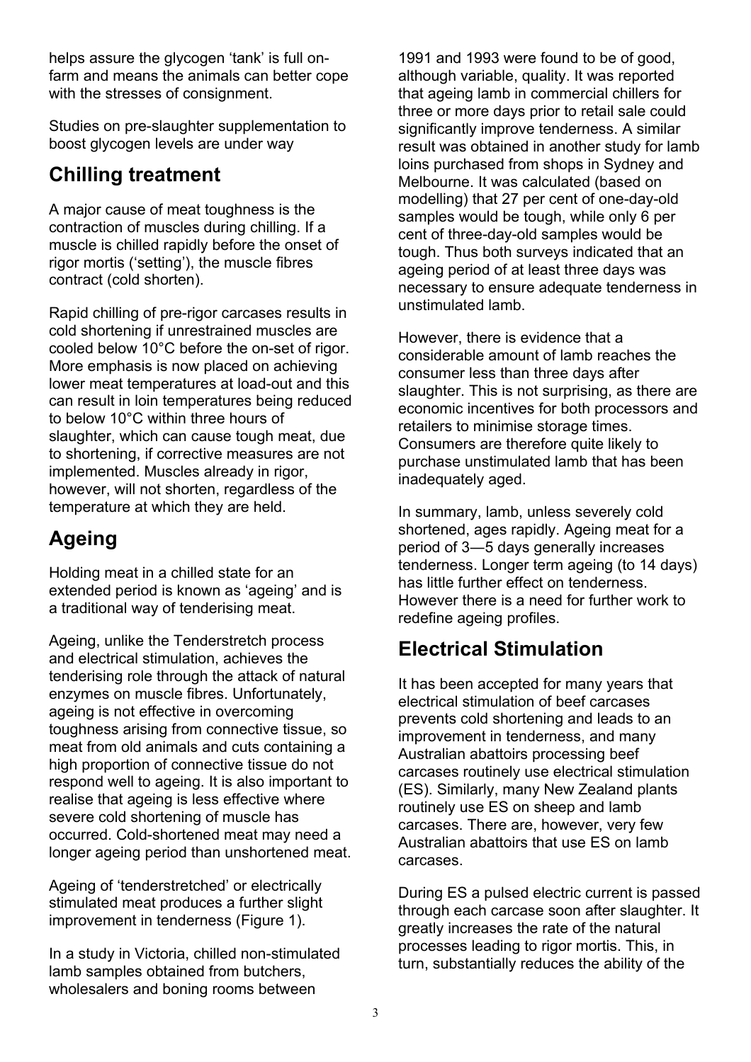helps assure the glycogen 'tank' is full on-farm and means the animals can better cope with the stresses of consignment.

Studies on pre-slaughter supplementation to boost glycogen levels are under way

## Chilling treatment

A major cause of meat toughness is the contraction of muscles during chilling. If a muscle is chilled rapidly before the onset of rigor mortis ('setting'), the muscle fibres contract (cold shorten).

Rapid chilling of pre-rigor carcases results in cold shortening if unrestrained muscles are cooled below 10°C before the on-set of rigor. More emphasis is now placed on achieving lower meat temperatures at load-out and this can result in loin temperatures being reduced to below 10°C within three hours of slaughter, which can cause tough meat, due to shortening, if corrective measures are not implemented. Muscles already in rigor, however, will not shorten, regardless of the temperature at which they are held.

## Ageing

Holding meat in a chilled state for an extended period is known as 'ageing' and is a traditional way of tenderising meat.

Ageing, unlike the Tenderstretch process and electrical stimulation, achieves the tenderising role through the attack of natural enzymes on muscle fibres. Unfortunately, ageing is not effective in overcoming toughness arising from connective tissue, so meat from old animals and cuts containing a high proportion of connective tissue do not respond well to ageing. It is also important to realise that ageing is less effective where severe cold shortening of muscle has occurred. Cold-shortened meat may need a longer ageing period than unshortened meat.

Ageing of 'tenderstretched' or electrically stimulated meat produces a further slight improvement in tenderness (Figure 1).

In a study in Victoria, chilled non-stimulated lamb samples obtained from butchers, wholesalers and boning rooms between 1991 and 1993 were found to be of good, although variable, quality. It was reported that ageing lamb in commercial chillers for three or more days prior to retail sale could significantly improve tenderness. A similar result was obtained in another study for lamb loins purchased from shops in Sydney and Melbourne. It was calculated (based on modelling) that 27 per cent of one-day-old samples would be tough, while only 6 per cent of three-day-old samples would be tough. Thus both surveys indicated that an ageing period of at least three days was necessary to ensure adequate tenderness in unstimulated lamb.

However, there is evidence that a considerable amount of lamb reaches the consumer less than three days after slaughter. This is not surprising, as there are economic incentives for both processors and retailers to minimise storage times. Consumers are therefore quite likely to purchase unstimulated lamb that has been inadequately aged.

In summary, lamb, unless severely cold shortened, ages rapidly. Ageing meat for a period of 3—5 days generally increases tenderness. Longer term ageing (to 14 days) has little further effect on tenderness. However there is a need for further work to redefine ageing profiles.

## Electrical Stimulation

It has been accepted for many years that electrical stimulation of beef carcases prevents cold shortening and leads to an improvement in tenderness, and many Australian abattoirs processing beef carcases routinely use electrical stimulation (ES). Similarly, many New Zealand plants routinely use ES on sheep and lamb carcases. There are, however, very few Australian abattoirs that use ES on lamb carcases.

During ES a pulsed electric current is passed through each carcase soon after slaughter. It greatly increases the rate of the natural processes leading to rigor mortis. This, in turn, substantially reduces the ability of the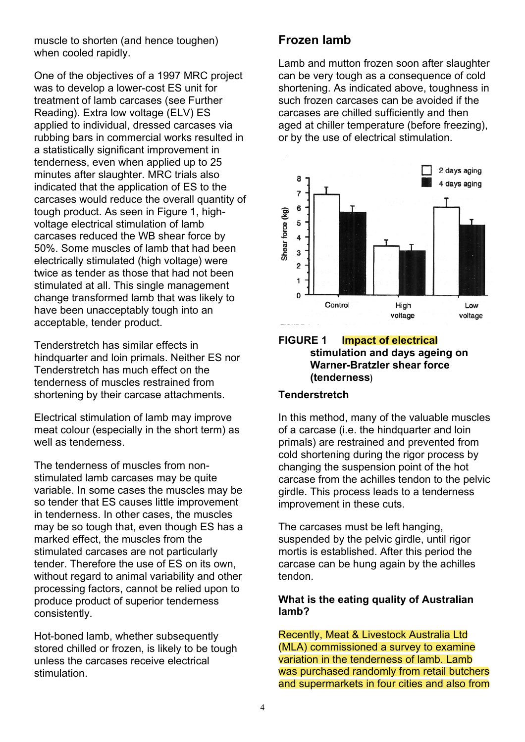muscle to shorten (and hence toughen) when cooled rapidly.

One of the objectives of a 1997 MRC project was to develop a lower-cost ES unit for treatment of lamb carcases (see Further Reading). Extra low voltage (ELV) ES applied to individual, dressed carcases via rubbing bars in commercial works resulted in a statistically significant improvement in tenderness, even when applied up to 25 minutes after slaughter. MRC trials also indicated that the application of ES to the carcases would reduce the overall quantity of tough product. As seen in Figure 1, high-voltage electrical stimulation of lamb carcases reduced the WB shear force by 50%. Some muscles of lamb that had been electrically stimulated (high voltage) were twice as tender as those that had not been stimulated at all. This single management change transformed lamb that was likely to have been unacceptably tough into an acceptable, tender product.

Tenderstretch has similar effects in hindquarter and loin primals. Neither ES nor Tenderstretch has much effect on the tenderness of muscles restrained from shortening by their carcase attachments.

Electrical stimulation of lamb may improve meat colour (especially in the short term) as well as tenderness.

The tenderness of muscles from non-stimulated lamb carcases may be quite variable. In some cases the muscles may be so tender that ES causes little improvement in tenderness. In other cases, the muscles may be so tough that, even though ES has a marked effect, the muscles from the stimulated carcases are not particularly tender. Therefore the use of ES on its own, without regard to animal variability and other processing factors, cannot be relied upon to produce product of superior tenderness consistently.

Hot-boned lamb, whether subsequently stored chilled or frozen, is likely to be tough unless the carcases receive electrical stimulation.

## Frozen lamb

Lamb and mutton frozen soon after slaughter can be very tough as a consequence of cold shortening. As indicated above, toughness in such frozen carcases can be avoided if the carcases are chilled sufficiently and then aged at chiller temperature (before freezing), or by the use of electrical stimulation.

**FIGURE 1 Impact of electrical stimulation and days ageing on Warner-Bratzler shear force (tenderness)**

### Tenderstretch

In this method, many of the valuable muscles of a carcase (i.e. the hindquarter and loin primals) are restrained and prevented from cold shortening during the rigor process by changing the suspension point of the hot carcase from the achilles tendon to the pelvic girdle. This process leads to a tenderness improvement in these cuts.

The carcases must be left hanging, suspended by the pelvic girdle, until rigor mortis is established. After this period the carcase can be hung again by the achilles tendon.

### What is the eating quality of Australian lamb?

Recently, Meat & Livestock Australia Ltd (MLA) commissioned a survey to examine variation in the tenderness of lamb. Lamb was purchased randomly from retail butchers and supermarkets in four cities and also from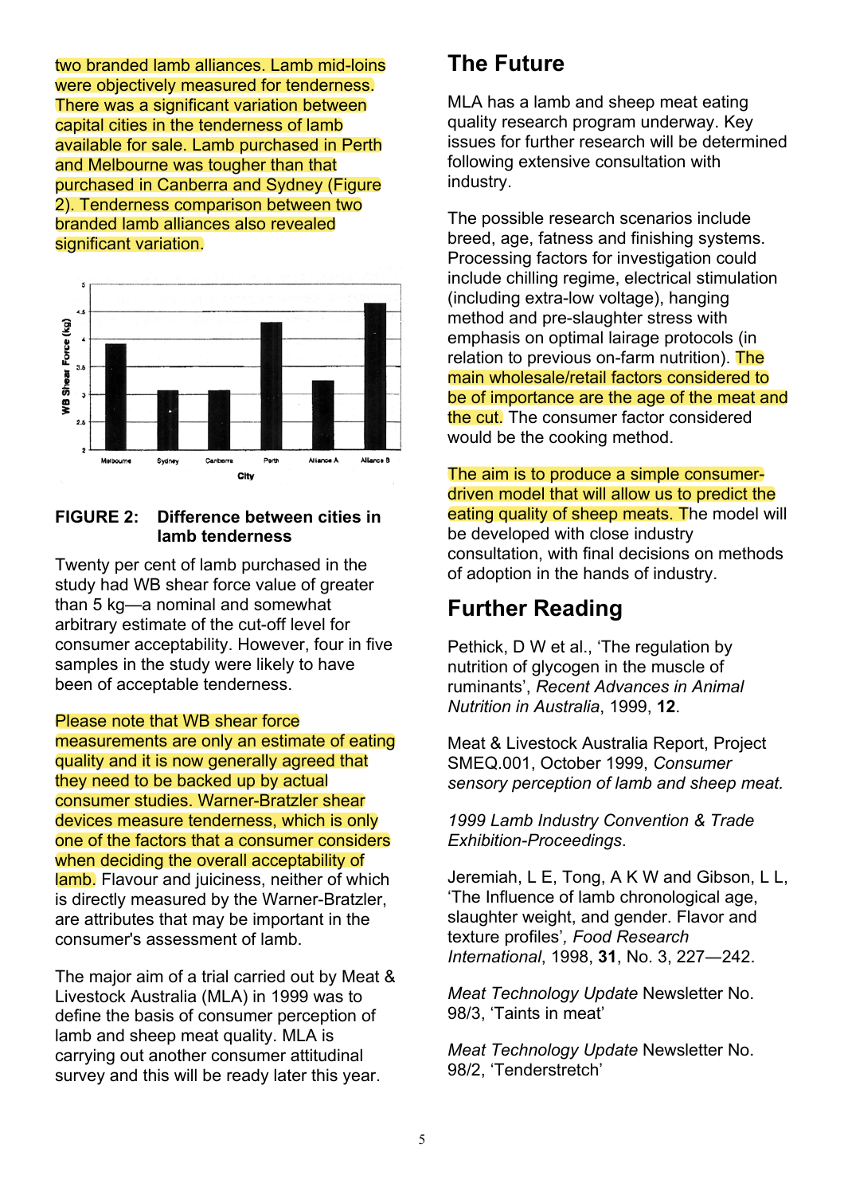two branded lamb alliances. Lamb mid-loins were objectively measured for tenderness. There was a significant variation between capital cities in the tenderness of lamb available for sale. Lamb purchased in Perth and Melbourne was tougher than that purchased in Canberra and Sydney (Figure 2). Tenderness comparison between two branded lamb alliances also revealed significant variation.

**FIGURE 2: Difference between cities in lamb tenderness**

Twenty per cent of lamb purchased in the study had WB shear force value of greater than 5 kg—a nominal and somewhat arbitrary estimate of the cut-off level for consumer acceptability. However, four in five samples in the study were likely to have been of acceptable tenderness.

Please note that WB shear force measurements are only an estimate of eating quality and it is now generally agreed that they need to be backed up by actual consumer studies. Warner-Bratzler shear devices measure tenderness, which is only one of the factors that a consumer considers when deciding the overall acceptability of lamb. Flavour and juiciness, neither of which is directly measured by the Warner-Bratzler, are attributes that may be important in the consumer's assessment of lamb.

The major aim of a trial carried out by Meat & Livestock Australia (MLA) in 1999 was to define the basis of consumer perception of lamb and sheep meat quality. MLA is carrying out another consumer attitudinal survey and this will be ready later this year.

## The Future

MLA has a lamb and sheep meat eating quality research program underway. Key issues for further research will be determined following extensive consultation with industry.

The possible research scenarios include breed, age, fatness and finishing systems. Processing factors for investigation could include chilling regime, electrical stimulation (including extra-low voltage), hanging method and pre-slaughter stress with emphasis on optimal lairage protocols (in relation to previous on-farm nutrition). The main wholesale/retail factors considered to be of importance are the age of the meat and the cut. The consumer factor considered would be the cooking method.

The aim is to produce a simple consumer-driven model that will allow us to predict the eating quality of sheep meats. The model will be developed with close industry consultation, with final decisions on methods of adoption in the hands of industry.

## Further Reading

Pethick, D W et al., 'The regulation by nutrition of glycogen in the muscle of ruminants', *Recent Advances in Animal Nutrition in Australia*, 1999, **12**.

Meat & Livestock Australia Report, Project SMEQ.001, October 1999, *Consumer sensory perception of lamb and sheep meat.*

*1999 Lamb Industry Convention & Trade Exhibition-Proceedings*.

Jeremiah, L E, Tong, A K W and Gibson, L L, 'The Influence of lamb chronological age, slaughter weight, and gender. Flavor and texture profiles', *Food Research International*, 1998, **31**, No. 3, 227—242.

*Meat Technology Update* Newsletter No. 98/3, 'Taints in meat'

*Meat Technology Update* Newsletter No. 98/2, 'Tenderstretch'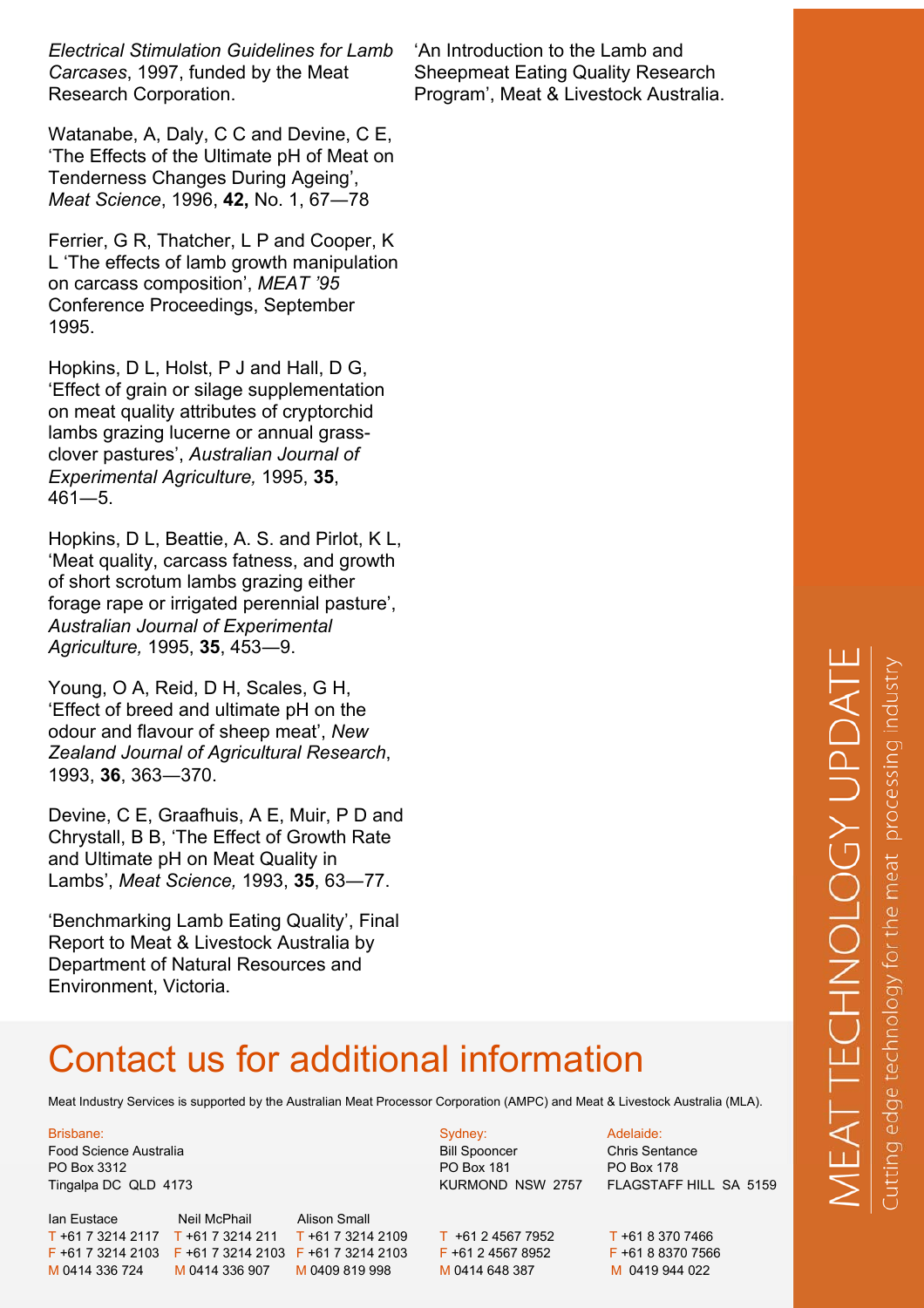*Electrical Stimulation Guidelines for Lamb Carcases*, 1997, funded by the Meat Research Corporation.

Watanabe, A, Daly, C C and Devine, C E, 'The Effects of the Ultimate pH of Meat on Tenderness Changes During Ageing', *Meat Science*, 1996, **42,** No. 1, 67—78

Ferrier, G R, Thatcher, L P and Cooper, K L 'The effects of lamb growth manipulation on carcass composition', *MEAT '95* Conference Proceedings, September 1995.

Hopkins, D L, Holst, P J and Hall, D G, 'Effect of grain or silage supplementation on meat quality attributes of cryptorchid lambs grazing lucerne or annual grass-clover pastures', *Australian Journal of Experimental Agriculture,* 1995, **35**, 461—5.

Hopkins, D L, Beattie, A. S. and Pirlot, K L, 'Meat quality, carcass fatness, and growth of short scrotum lambs grazing either forage rape or irrigated perennial pasture', *Australian Journal of Experimental Agriculture,* 1995, **35**, 453—9.

Young, O A, Reid, D H, Scales, G H, 'Effect of breed and ultimate pH on the odour and flavour of sheep meat', *New Zealand Journal of Agricultural Research*, 1993, **36**, 363—370.

Devine, C E, Graafhuis, A E, Muir, P D and Chrystall, B B, 'The Effect of Growth Rate and Ultimate pH on Meat Quality in Lambs', *Meat Science,* 1993, **35**, 63—77.

'Benchmarking Lamb Eating Quality', Final Report to Meat & Livestock Australia by Department of Natural Resources and Environment, Victoria.

'An Introduction to the Lamb and Sheepmeat Eating Quality Research Program', Meat & Livestock Australia.

# Contact us for additional information

Meat Industry Services is supported by the Australian Meat Processor Corporation (AMPC) and Meat & Livestock Australia (MLA).

**Brisbane:**
Food Science Australia
PO Box 3312
Tingalpa DC QLD 4173

| Ian Eustace | Neil McPhail | Alison Small |
|---|---|---|
| T +61 7 3214 2117 | T +61 7 3214 211 | T +61 7 3214 2109 |
| F +61 7 3214 2103 | F +61 7 3214 2103 | F +61 7 3214 2103 |
| M 0414 336 724 | M 0414 336 907 | M 0409 819 998 |

**Sydney:**
Bill Spooncer
PO Box 181
KURMOND NSW 2757
T +61 2 4567 7952
F +61 2 4567 8952
M 0414 648 387

**Adelaide:**
Chris Sentance
PO Box 178
FLAGSTAFF HILL SA 5159
T +61 8 370 7466
F +61 8 8370 7566
M 0419 944 022

MEAT TECHNOLOGY UPDATE
Cutting edge technology for the meat processing industry